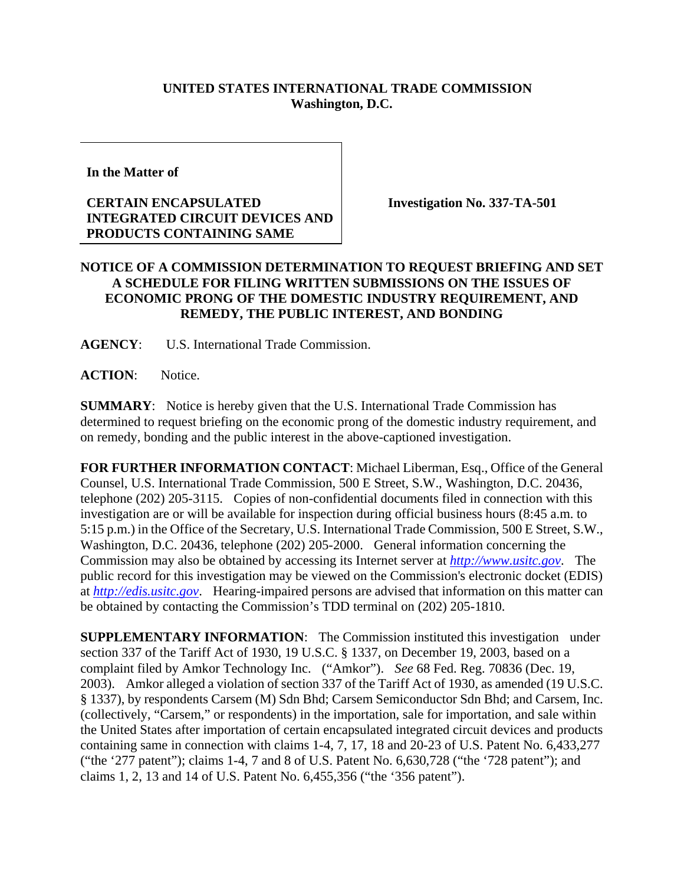**UNITED STATES INTERNATIONAL TRADE COMMISSION**
**Washington, D.C.**

**In the Matter of**

**CERTAIN ENCAPSULATED INTEGRATED CIRCUIT DEVICES AND PRODUCTS CONTAINING SAME**

**Investigation No. 337-TA-501**

**NOTICE OF A COMMISSION DETERMINATION TO REQUEST BRIEFING AND SET A SCHEDULE FOR FILING WRITTEN SUBMISSIONS ON THE ISSUES OF ECONOMIC PRONG OF THE DOMESTIC INDUSTRY REQUIREMENT, AND REMEDY, THE PUBLIC INTEREST, AND BONDING**

**AGENCY**: U.S. International Trade Commission.

**ACTION**: Notice.

**SUMMARY**: Notice is hereby given that the U.S. International Trade Commission has determined to request briefing on the economic prong of the domestic industry requirement, and on remedy, bonding and the public interest in the above-captioned investigation.

**FOR FURTHER INFORMATION CONTACT**: Michael Liberman, Esq., Office of the General Counsel, U.S. International Trade Commission, 500 E Street, S.W., Washington, D.C. 20436, telephone (202) 205-3115. Copies of non-confidential documents filed in connection with this investigation are or will be available for inspection during official business hours (8:45 a.m. to 5:15 p.m.) in the Office of the Secretary, U.S. International Trade Commission, 500 E Street, S.W., Washington, D.C. 20436, telephone (202) 205-2000. General information concerning the Commission may also be obtained by accessing its Internet server at *http://www.usitc.gov*. The public record for this investigation may be viewed on the Commission's electronic docket (EDIS) at *http://edis.usitc.gov*. Hearing-impaired persons are advised that information on this matter can be obtained by contacting the Commission's TDD terminal on (202) 205-1810.

**SUPPLEMENTARY INFORMATION**: The Commission instituted this investigation under section 337 of the Tariff Act of 1930, 19 U.S.C. § 1337, on December 19, 2003, based on a complaint filed by Amkor Technology Inc. ("Amkor"). *See* 68 Fed. Reg. 70836 (Dec. 19, 2003). Amkor alleged a violation of section 337 of the Tariff Act of 1930, as amended (19 U.S.C. § 1337), by respondents Carsem (M) Sdn Bhd; Carsem Semiconductor Sdn Bhd; and Carsem, Inc. (collectively, "Carsem," or respondents) in the importation, sale for importation, and sale within the United States after importation of certain encapsulated integrated circuit devices and products containing same in connection with claims 1-4, 7, 17, 18 and 20-23 of U.S. Patent No. 6,433,277 ("the '277 patent"); claims 1-4, 7 and 8 of U.S. Patent No. 6,630,728 ("the '728 patent"); and claims 1, 2, 13 and 14 of U.S. Patent No. 6,455,356 ("the '356 patent").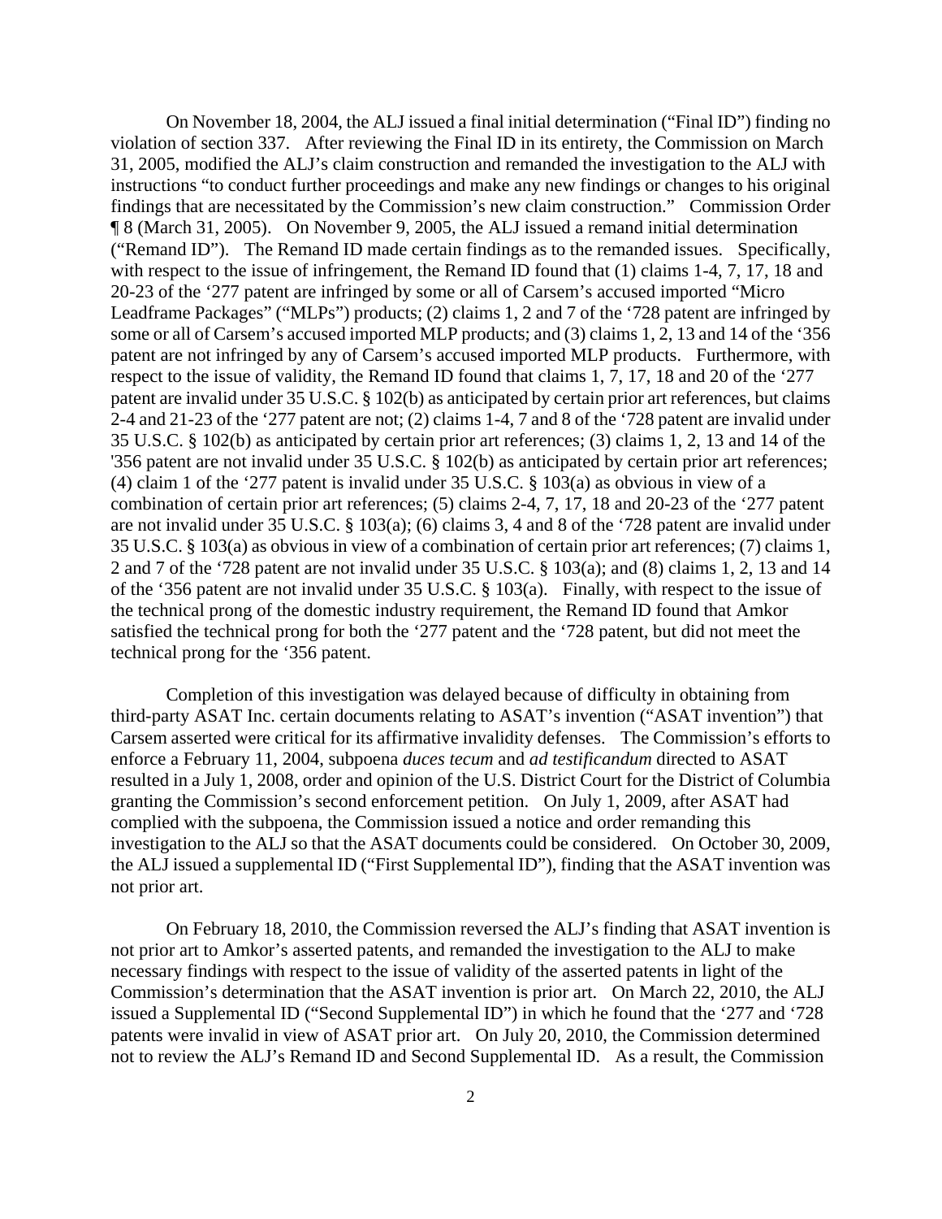On November 18, 2004, the ALJ issued a final initial determination ("Final ID") finding no violation of section 337. After reviewing the Final ID in its entirety, the Commission on March 31, 2005, modified the ALJ's claim construction and remanded the investigation to the ALJ with instructions "to conduct further proceedings and make any new findings or changes to his original findings that are necessitated by the Commission's new claim construction." Commission Order ¶ 8 (March 31, 2005). On November 9, 2005, the ALJ issued a remand initial determination ("Remand ID"). The Remand ID made certain findings as to the remanded issues. Specifically, with respect to the issue of infringement, the Remand ID found that (1) claims 1-4, 7, 17, 18 and 20-23 of the '277 patent are infringed by some or all of Carsem's accused imported "Micro Leadframe Packages" ("MLPs") products; (2) claims 1, 2 and 7 of the '728 patent are infringed by some or all of Carsem's accused imported MLP products; and (3) claims 1, 2, 13 and 14 of the '356 patent are not infringed by any of Carsem's accused imported MLP products. Furthermore, with respect to the issue of validity, the Remand ID found that claims 1, 7, 17, 18 and 20 of the '277 patent are invalid under 35 U.S.C. § 102(b) as anticipated by certain prior art references, but claims 2-4 and 21-23 of the '277 patent are not; (2) claims 1-4, 7 and 8 of the '728 patent are invalid under 35 U.S.C. § 102(b) as anticipated by certain prior art references; (3) claims 1, 2, 13 and 14 of the '356 patent are not invalid under 35 U.S.C. § 102(b) as anticipated by certain prior art references; (4) claim 1 of the '277 patent is invalid under 35 U.S.C. § 103(a) as obvious in view of a combination of certain prior art references; (5) claims 2-4, 7, 17, 18 and 20-23 of the '277 patent are not invalid under 35 U.S.C. § 103(a); (6) claims 3, 4 and 8 of the '728 patent are invalid under 35 U.S.C. § 103(a) as obvious in view of a combination of certain prior art references; (7) claims 1, 2 and 7 of the '728 patent are not invalid under 35 U.S.C. § 103(a); and (8) claims 1, 2, 13 and 14 of the '356 patent are not invalid under 35 U.S.C. § 103(a). Finally, with respect to the issue of the technical prong of the domestic industry requirement, the Remand ID found that Amkor satisfied the technical prong for both the '277 patent and the '728 patent, but did not meet the technical prong for the '356 patent.

Completion of this investigation was delayed because of difficulty in obtaining from third-party ASAT Inc. certain documents relating to ASAT's invention ("ASAT invention") that Carsem asserted were critical for its affirmative invalidity defenses. The Commission's efforts to enforce a February 11, 2004, subpoena *duces tecum* and *ad testificandum* directed to ASAT resulted in a July 1, 2008, order and opinion of the U.S. District Court for the District of Columbia granting the Commission's second enforcement petition. On July 1, 2009, after ASAT had complied with the subpoena, the Commission issued a notice and order remanding this investigation to the ALJ so that the ASAT documents could be considered. On October 30, 2009, the ALJ issued a supplemental ID ("First Supplemental ID"), finding that the ASAT invention was not prior art.

On February 18, 2010, the Commission reversed the ALJ's finding that ASAT invention is not prior art to Amkor's asserted patents, and remanded the investigation to the ALJ to make necessary findings with respect to the issue of validity of the asserted patents in light of the Commission's determination that the ASAT invention is prior art. On March 22, 2010, the ALJ issued a Supplemental ID ("Second Supplemental ID") in which he found that the '277 and '728 patents were invalid in view of ASAT prior art. On July 20, 2010, the Commission determined not to review the ALJ's Remand ID and Second Supplemental ID. As a result, the Commission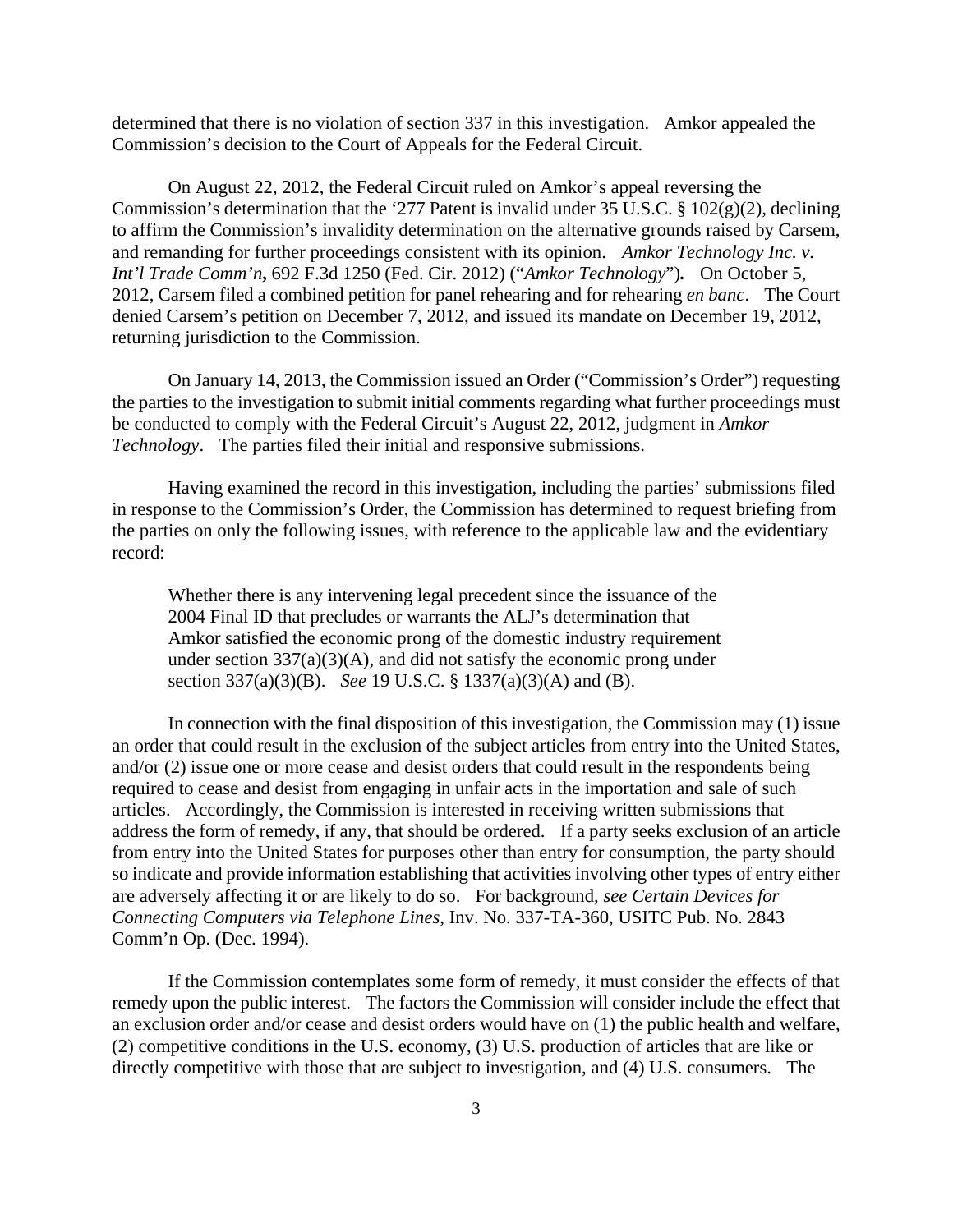determined that there is no violation of section 337 in this investigation. Amkor appealed the Commission's decision to the Court of Appeals for the Federal Circuit.

On August 22, 2012, the Federal Circuit ruled on Amkor's appeal reversing the Commission's determination that the '277 Patent is invalid under 35 U.S.C. § 102(g)(2), declining to affirm the Commission's invalidity determination on the alternative grounds raised by Carsem, and remanding for further proceedings consistent with its opinion. *Amkor Technology Inc. v. Int'l Trade Comm'n***,** 692 F.3d 1250 (Fed. Cir. 2012) ("*Amkor Technology*")**.** On October 5, 2012, Carsem filed a combined petition for panel rehearing and for rehearing *en banc*. The Court denied Carsem's petition on December 7, 2012, and issued its mandate on December 19, 2012, returning jurisdiction to the Commission.

On January 14, 2013, the Commission issued an Order ("Commission's Order") requesting the parties to the investigation to submit initial comments regarding what further proceedings must be conducted to comply with the Federal Circuit's August 22, 2012, judgment in *Amkor Technology*. The parties filed their initial and responsive submissions.

Having examined the record in this investigation, including the parties' submissions filed in response to the Commission's Order, the Commission has determined to request briefing from the parties on only the following issues, with reference to the applicable law and the evidentiary record:

> Whether there is any intervening legal precedent since the issuance of the 2004 Final ID that precludes or warrants the ALJ's determination that Amkor satisfied the economic prong of the domestic industry requirement under section 337(a)(3)(A), and did not satisfy the economic prong under section 337(a)(3)(B). *See* 19 U.S.C. § 1337(a)(3)(A) and (B).

In connection with the final disposition of this investigation, the Commission may (1) issue an order that could result in the exclusion of the subject articles from entry into the United States, and/or (2) issue one or more cease and desist orders that could result in the respondents being required to cease and desist from engaging in unfair acts in the importation and sale of such articles. Accordingly, the Commission is interested in receiving written submissions that address the form of remedy, if any, that should be ordered. If a party seeks exclusion of an article from entry into the United States for purposes other than entry for consumption, the party should so indicate and provide information establishing that activities involving other types of entry either are adversely affecting it or are likely to do so. For background, *see Certain Devices for Connecting Computers via Telephone Lines*, Inv. No. 337-TA-360, USITC Pub. No. 2843 Comm'n Op. (Dec. 1994).

If the Commission contemplates some form of remedy, it must consider the effects of that remedy upon the public interest. The factors the Commission will consider include the effect that an exclusion order and/or cease and desist orders would have on (1) the public health and welfare, (2) competitive conditions in the U.S. economy, (3) U.S. production of articles that are like or directly competitive with those that are subject to investigation, and (4) U.S. consumers. The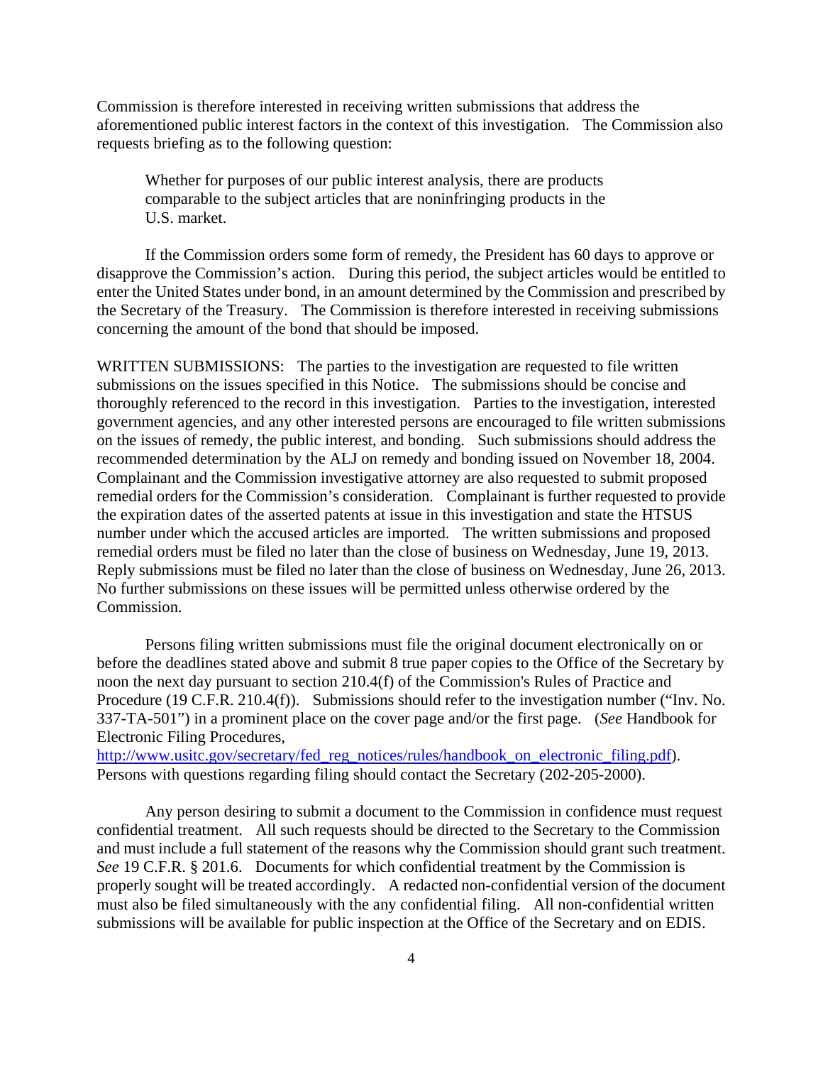Commission is therefore interested in receiving written submissions that address the aforementioned public interest factors in the context of this investigation. The Commission also requests briefing as to the following question:

> Whether for purposes of our public interest analysis, there are products comparable to the subject articles that are noninfringing products in the U.S. market.

If the Commission orders some form of remedy, the President has 60 days to approve or disapprove the Commission's action. During this period, the subject articles would be entitled to enter the United States under bond, in an amount determined by the Commission and prescribed by the Secretary of the Treasury. The Commission is therefore interested in receiving submissions concerning the amount of the bond that should be imposed.

WRITTEN SUBMISSIONS: The parties to the investigation are requested to file written submissions on the issues specified in this Notice. The submissions should be concise and thoroughly referenced to the record in this investigation. Parties to the investigation, interested government agencies, and any other interested persons are encouraged to file written submissions on the issues of remedy, the public interest, and bonding. Such submissions should address the recommended determination by the ALJ on remedy and bonding issued on November 18, 2004. Complainant and the Commission investigative attorney are also requested to submit proposed remedial orders for the Commission's consideration. Complainant is further requested to provide the expiration dates of the asserted patents at issue in this investigation and state the HTSUS number under which the accused articles are imported. The written submissions and proposed remedial orders must be filed no later than the close of business on Wednesday, June 19, 2013. Reply submissions must be filed no later than the close of business on Wednesday, June 26, 2013. No further submissions on these issues will be permitted unless otherwise ordered by the Commission.

Persons filing written submissions must file the original document electronically on or before the deadlines stated above and submit 8 true paper copies to the Office of the Secretary by noon the next day pursuant to section 210.4(f) of the Commission's Rules of Practice and Procedure (19 C.F.R. 210.4(f)). Submissions should refer to the investigation number ("Inv. No. 337-TA-501") in a prominent place on the cover page and/or the first page. (*See* Handbook for Electronic Filing Procedures, [http://www.usitc.gov/secretary/fed_reg_notices/rules/handbook_on_electronic_filing.pdf](http://www.usitc.gov/secretary/fed_reg_notices/rules/handbook_on_electronic_filing.pdf)). Persons with questions regarding filing should contact the Secretary (202-205-2000).

Any person desiring to submit a document to the Commission in confidence must request confidential treatment. All such requests should be directed to the Secretary to the Commission and must include a full statement of the reasons why the Commission should grant such treatment. *See* 19 C.F.R. § 201.6. Documents for which confidential treatment by the Commission is properly sought will be treated accordingly. A redacted non-confidential version of the document must also be filed simultaneously with the any confidential filing. All non-confidential written submissions will be available for public inspection at the Office of the Secretary and on EDIS.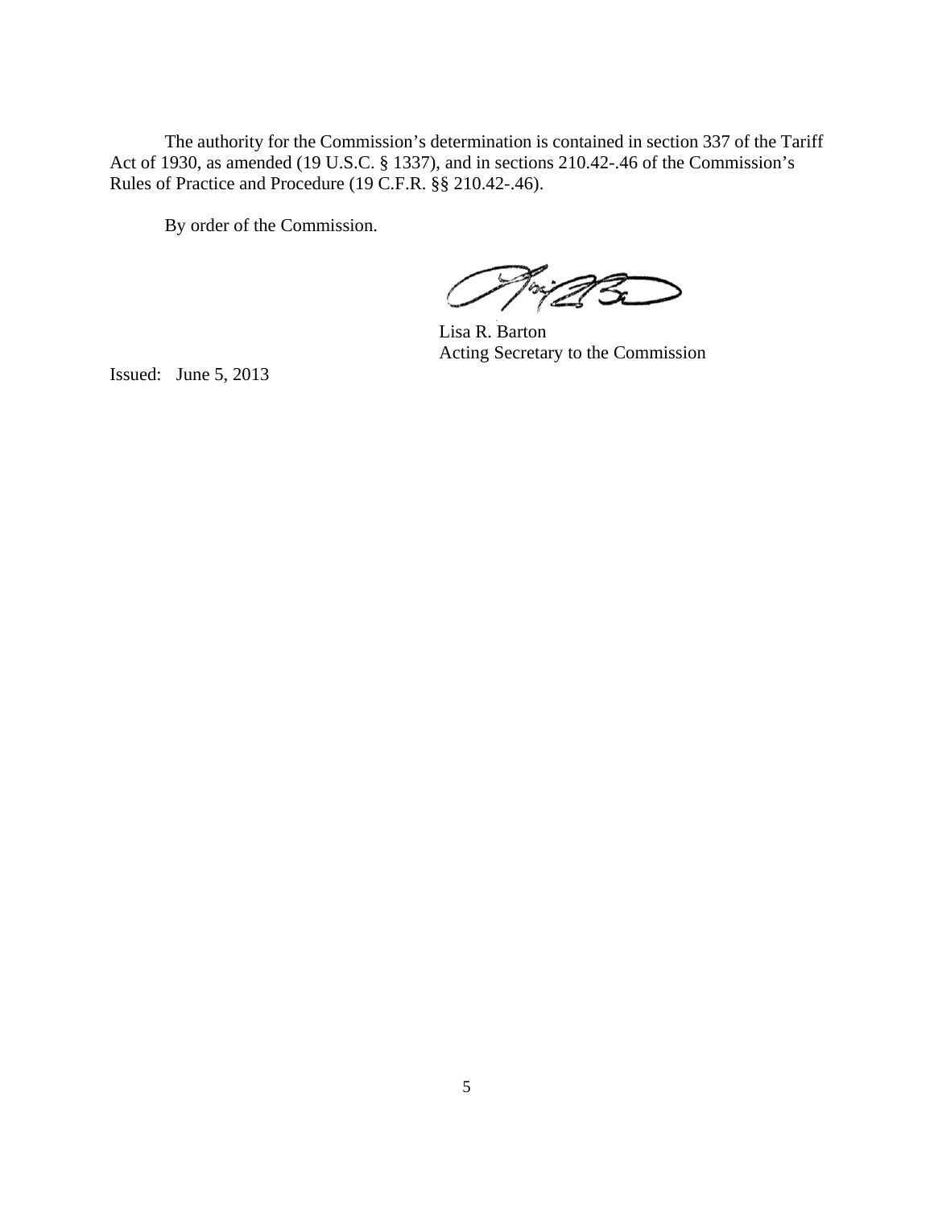The authority for the Commission's determination is contained in section 337 of the Tariff Act of 1930, as amended (19 U.S.C. § 1337), and in sections 210.42-.46 of the Commission's Rules of Practice and Procedure (19 C.F.R. §§ 210.42-.46).

By order of the Commission.

Lisa R. Barton
Acting Secretary to the Commission

Issued: June 5, 2013